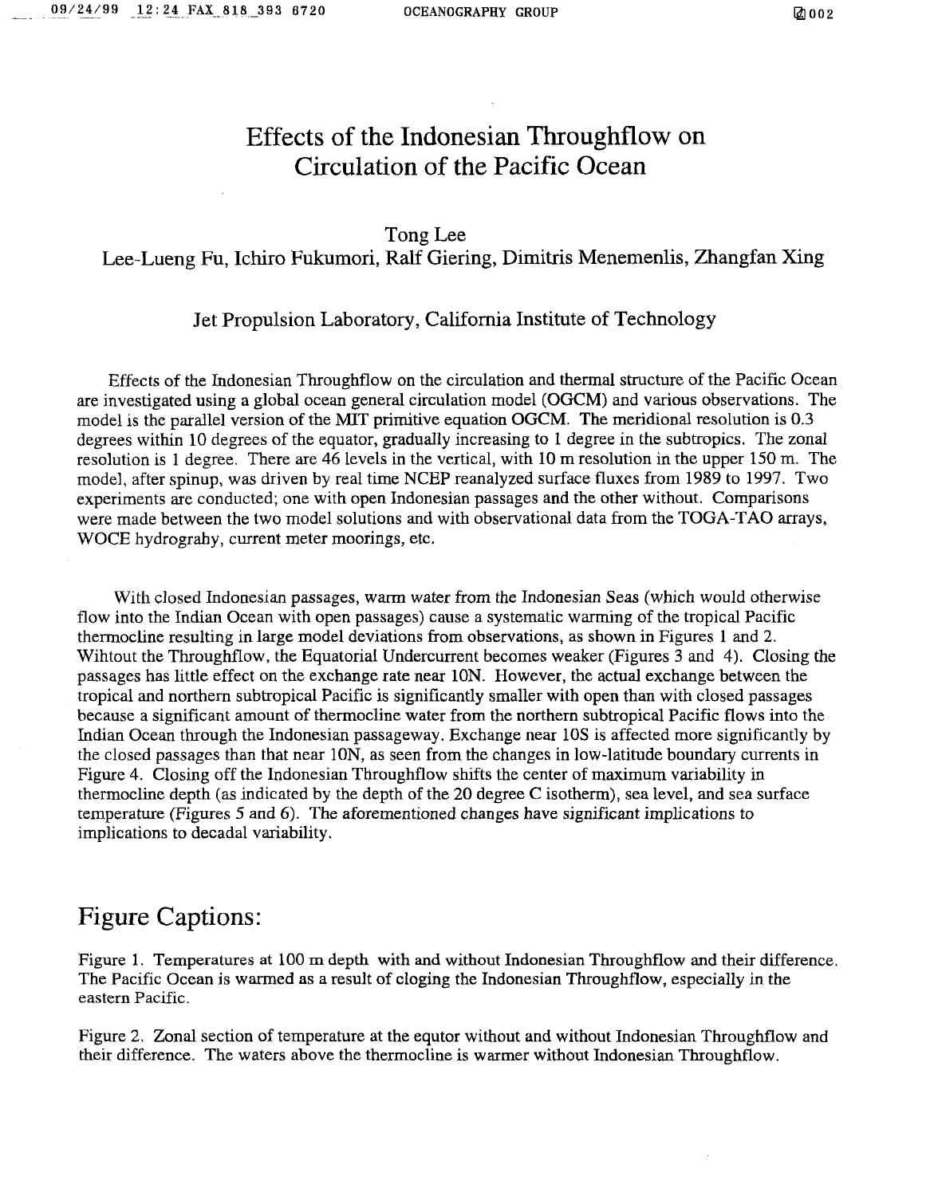# Effects of the Indonesian Throughflow on Circulation of the Pacific Ocean

Tong Lee

Lee-Lueng Fu, Ichiro Fukumori, Ralf Giering, Dimitris Menemenlis, Zhangfan Xing

Jet Propulsion Laboratory, California Institute of Technology

Effects of the Indonesian Throughflow on the circulation and thermal structure of the Pacific Ocean are investigated using a global ocean general circulation model (OGCM) and various observations. The model is the parallel version of the MIT primitive equation OGCM. The meridional resolution is 0.3 degrees within 10 degrees of the equator, gradually increasing to 1 degree in the subtropics. The zonal resolution is 1 degree. There are 46 levels in the vertical, with 10 m resolution in the upper 150 m. The model, after spinup, was driven by real time NCEP reanalyzed surface fluxes from 1989 to 1997. Two experiments are conducted; one with open Indonesian passages and the other without. Comparisons were made between the two model solutions and with observational data from the TOGA-TAO arrays, WOCE hydrograhy, current meter moorings, etc.

With closed Indonesian passages, warm water from the Indonesian Seas (which would otherwise flow into the Indian Ocean with open passages) cause a systematic warming of the tropical Pacific thermocline resulting in large model deviations from observations, as shown in Figures 1 and 2. Wihtout the Throughflow, the Equatorial Undercurrent becomes weaker (Figures 3 and 4). Closing the passages has little effect on the exchange rate near 10N. However, the actual exchange between the tropical and northern subtropical Pacific is significantly smaller with open than with closed passages because a significant amount of thermocline water from the northern subtropical Pacific flows into the Indian Ocean through the Indonesian passageway. Exchange near 10S is affected more significantly by the closed passages than that near 10N, as seen from the changes in low-latitude boundary currents in Figure 4. Closing off the Indonesian Throughflow shifts the center of maximum variability in thermocline depth (as indicated by the depth of the 20 degree C isotherm), sea level, and sea surface temperature (Figures 5 and 6). The aforementioned changes have significant implications to implications to decadal variability.

## Figure Captions:

Figure 1. Temperatures at 100 m depth with and without Indonesian Throughflow and their difference. The Pacific Ocean is warmed as a result of cloging the Indonesian Throughflow, especially in the eastern Pacific.

Figure 2. Zonal section of temperature at the equtor without and without Indonesian Throughflow and their difference. The waters above the thermocline is warmer without Indonesian Throughflow.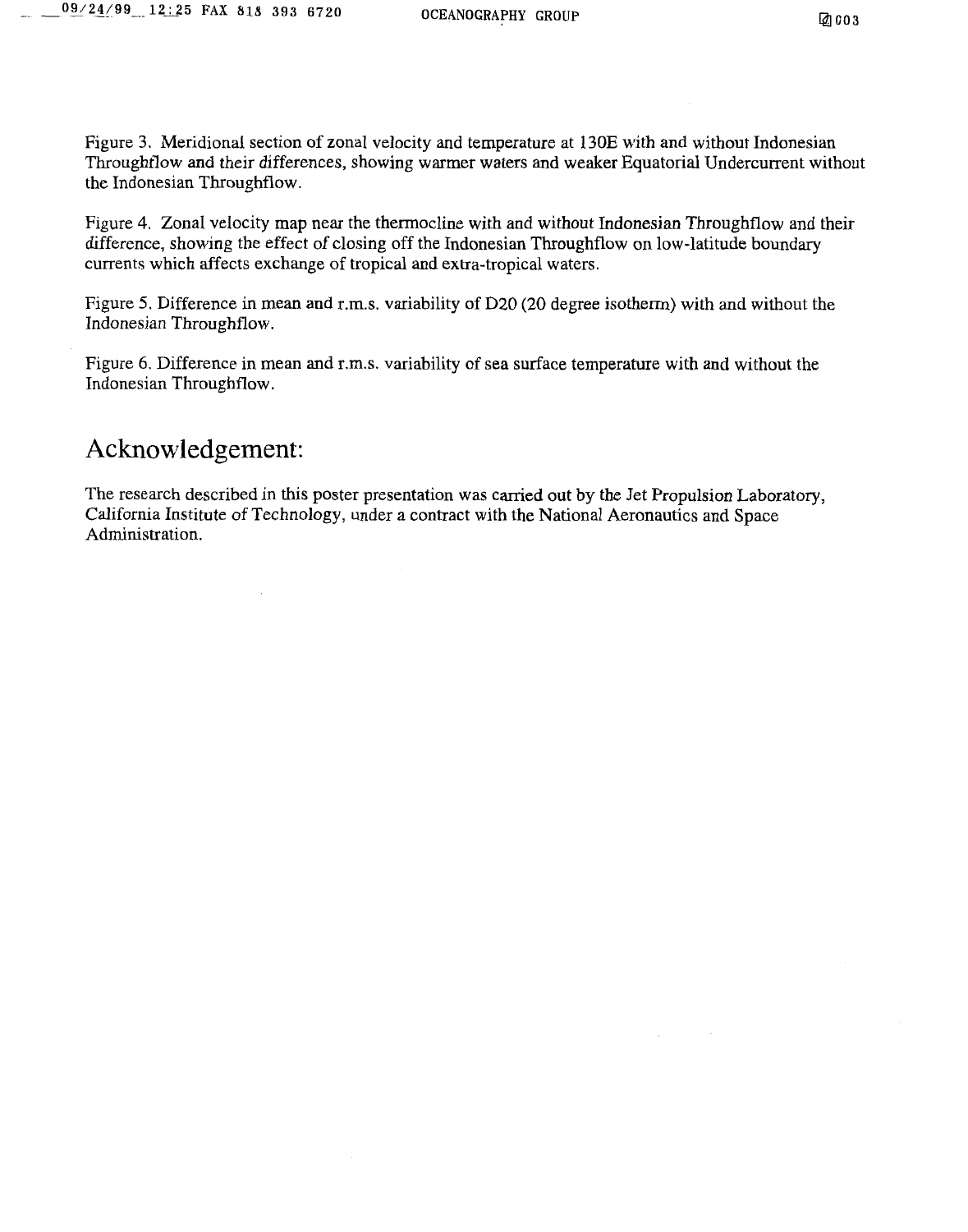Figure 3. Meridional section of zonal velocity and temperature at 130E with and without Indonesian Throughflow and their differences, showing warmer waters and weaker Equatorial Undercurrent without the Indonesian Throughflow.

Figure 4. Zonal velocity map near the thermocline with and without Indonesian Throughflow and their difference, showing the effect of closing off the Indonesian Throughflow on low-latitude boundary currents which affects exchange of tropical and extra-tropical waters.

Figure 5. Difference in mean and r.m.s. variability of D20 (20 degree isotherm) with and without the Indonesian Throughflow.

Figure 6. Difference in mean and r.m.s. variability of sea surface temperature with and without the Indonesian Throughflow.

# Acknowledgement:

The research described in this poster presentation was carried out by the Jet Propulsion Laboratory, California Institute of Technology, under a contract with the National Aeronautics and Space Administration.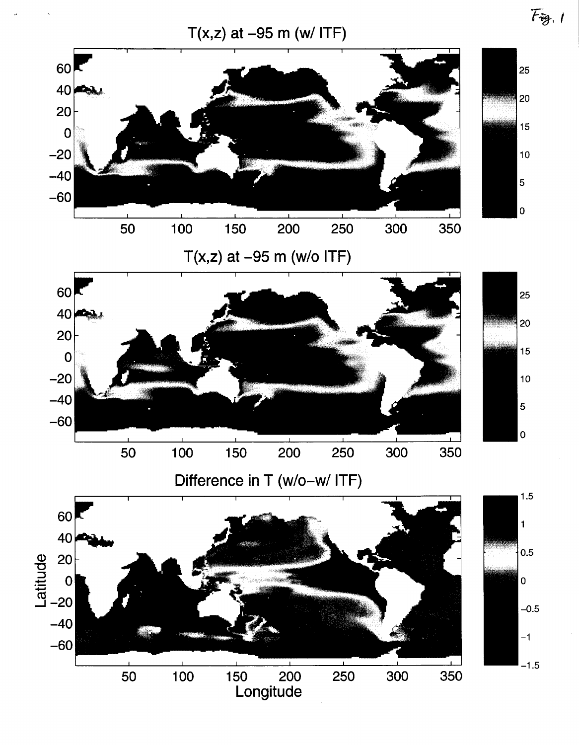Fig. 1

T(x,z) at −95 m (w/ ITF)

T(x,z) at −95 m (w/o ITF)

Difference in T (w/o−w/ ITF)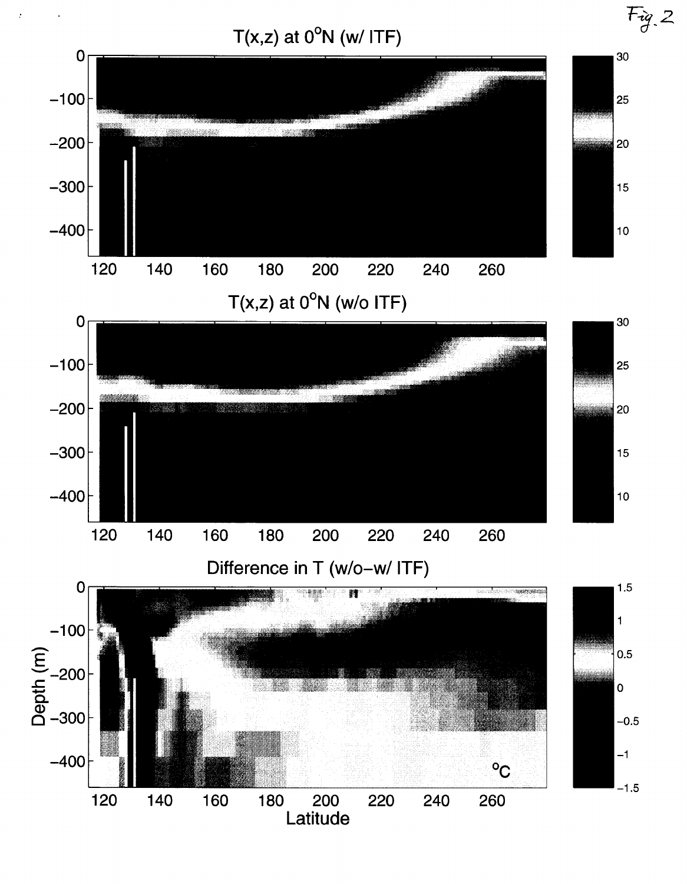Fig. 2

T(x,z) at 0°N (w/ ITF)

T(x,z) at 0°N (w/o ITF)

Difference in T (w/o−w/ ITF)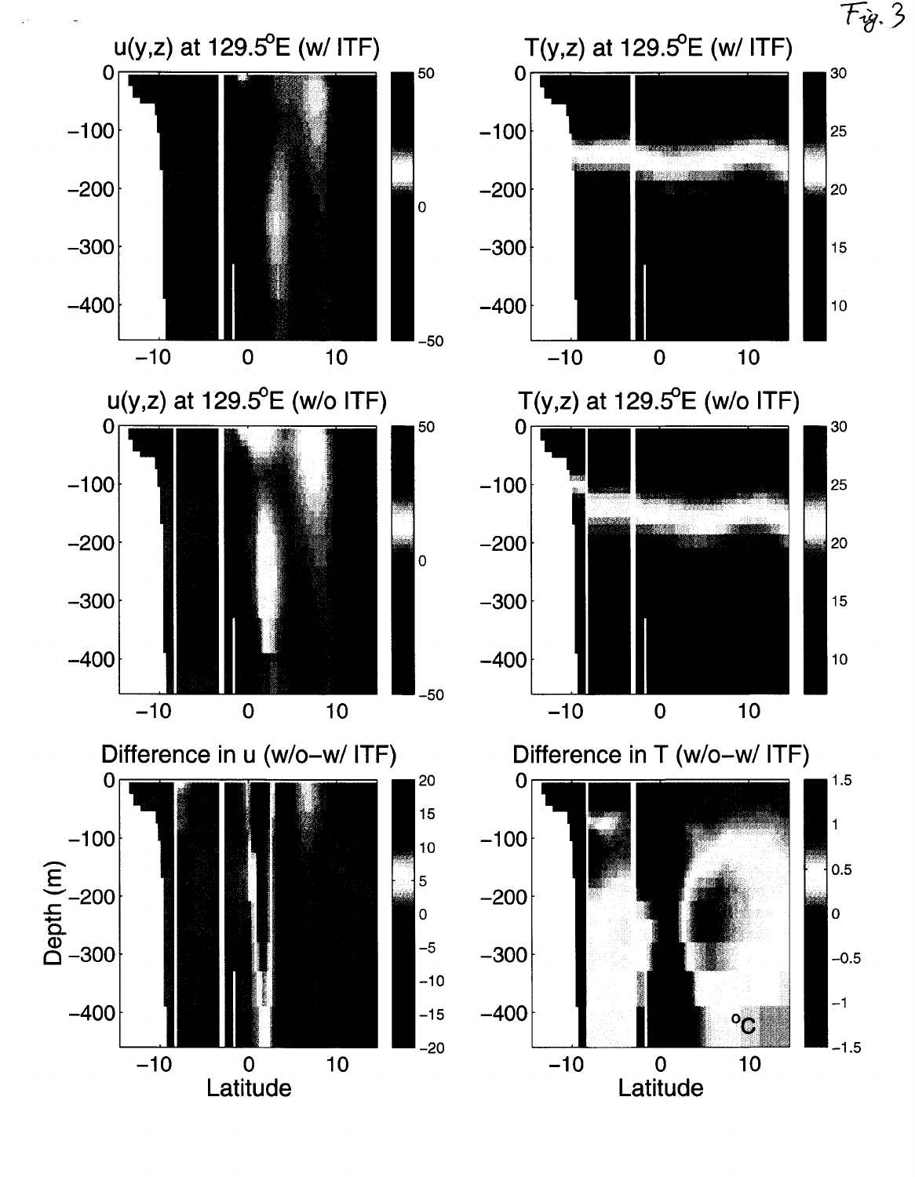Fig. 3

u(y,z) at 129.5°E (w/ ITF)

T(y,z) at 129.5°E (w/ ITF)

u(y,z) at 129.5°E (w/o ITF)

T(y,z) at 129.5°E (w/o ITF)

Difference in u (w/o−w/ ITF)

Difference in T (w/o−w/ ITF)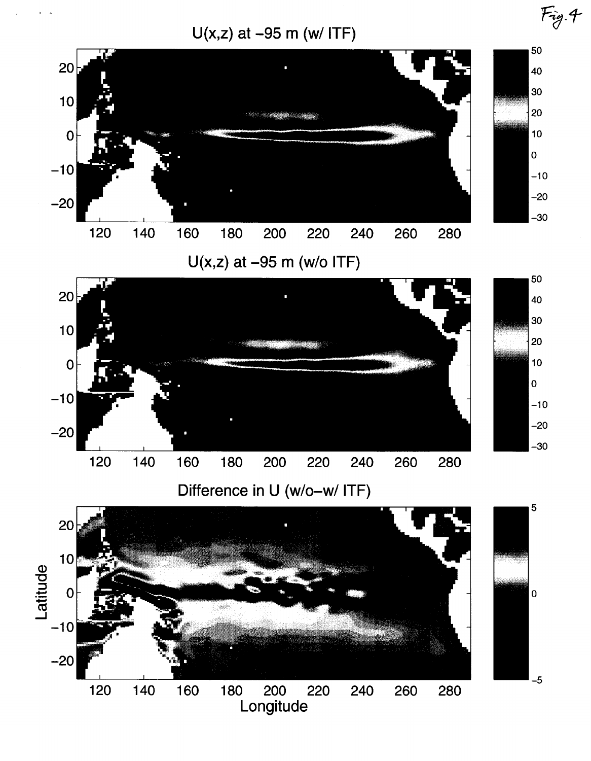Fig. 4

U(x,z) at −95 m (w/ ITF)

U(x,z) at −95 m (w/o ITF)

Difference in U (w/o−w/ ITF)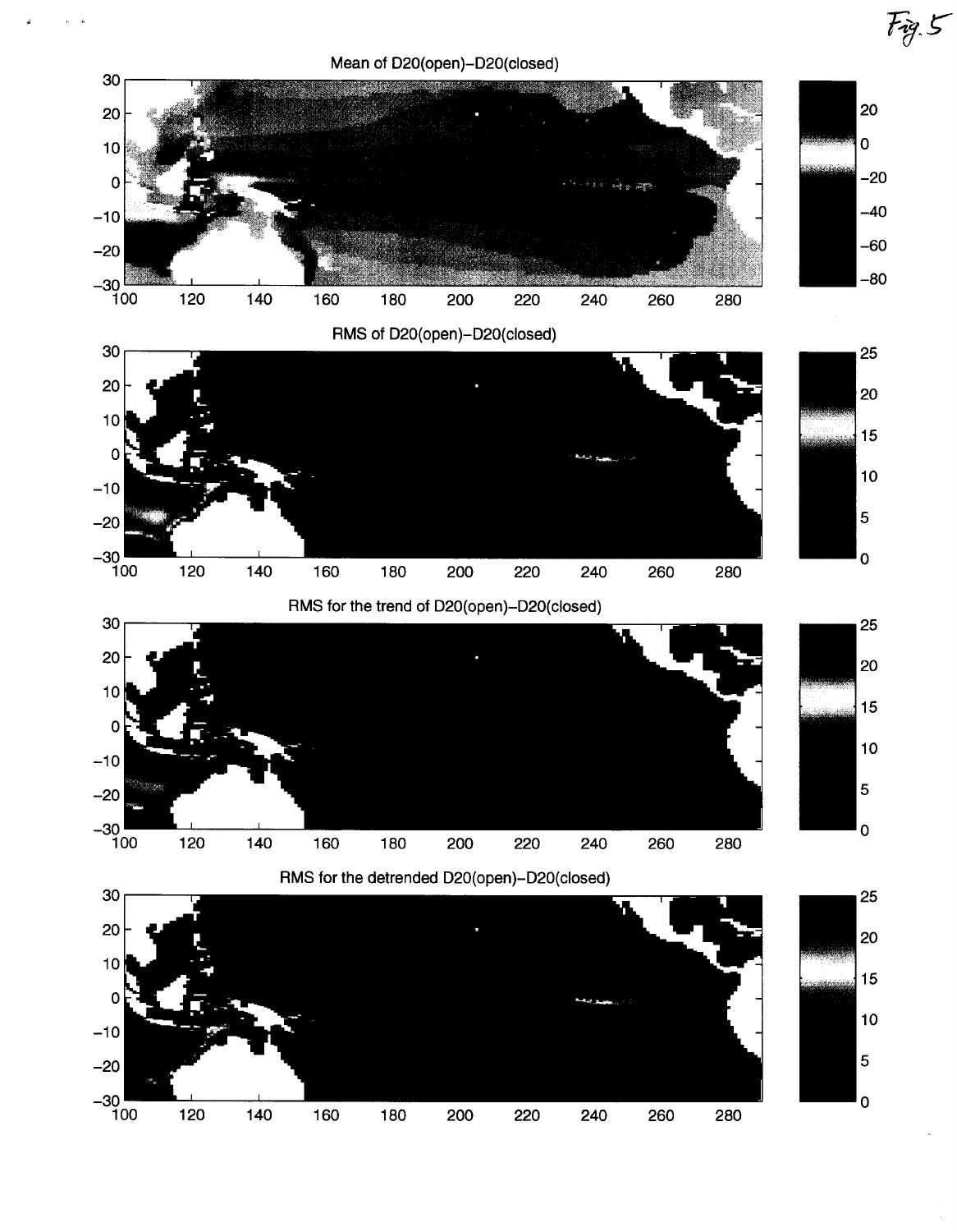Fig. 5

Mean of D20(open)−D20(closed)

RMS of D20(open)−D20(closed)

RMS for the trend of D20(open)−D20(closed)

RMS for the detrended D20(open)−D20(closed)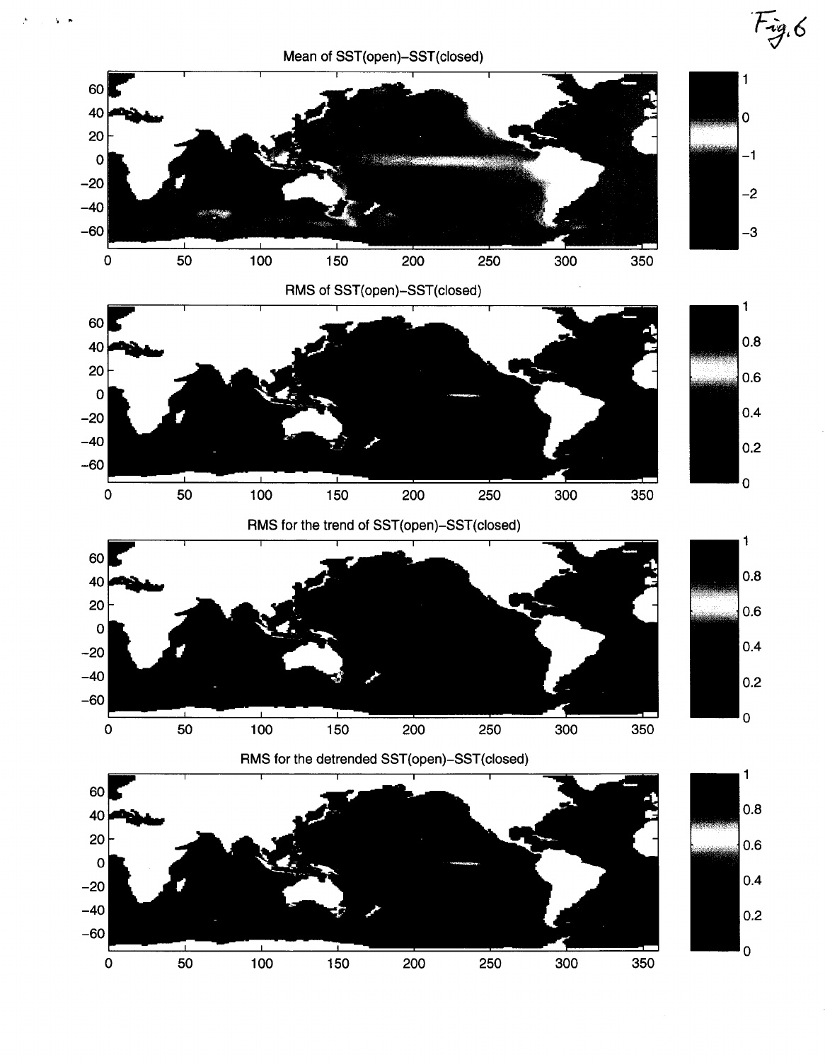Fig. 6

Mean of SST(open)−SST(closed)

60
40
20
0
−20
−40
−60

0 50 100 150 200 250 300 350

1
0
−1
−2
−3

RMS of SST(open)−SST(closed)

60
40
20
0
−20
−40
−60

0 50 100 150 200 250 300 350

1
0.8
0.6
0.4
0.2
0

RMS for the trend of SST(open)−SST(closed)

60
40
20
0
−20
−40
−60

0 50 100 150 200 250 300 350

1
0.8
0.6
0.4
0.2
0

RMS for the detrended SST(open)−SST(closed)

60
40
20
0
−20
−40
−60

0 50 100 150 200 250 300 350

1
0.8
0.6
0.4
0.2
0